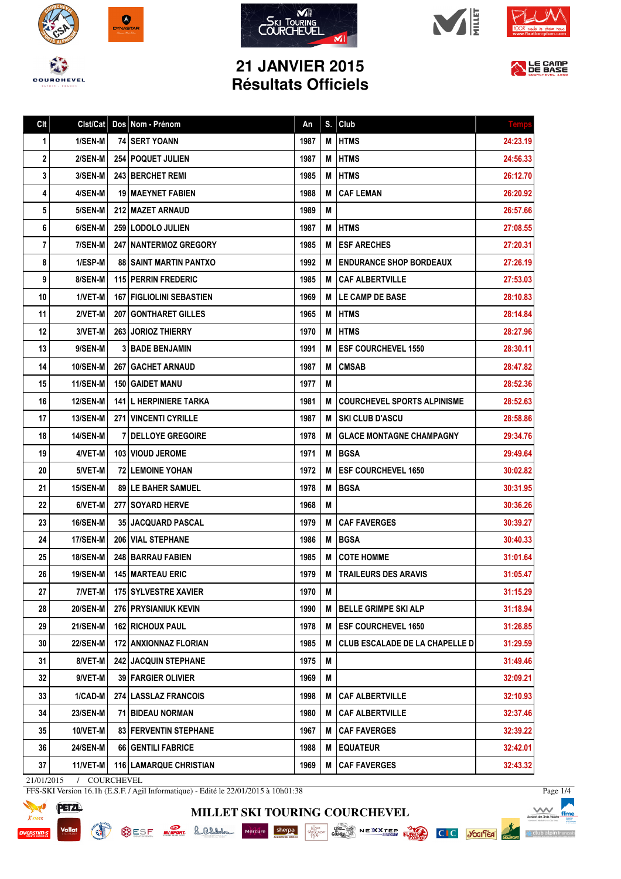# 21 JANVIER 2015
# Résultats Officiels

| Clt | Clst/Cat | Dos | Nom - Prénom | An | S. | Club | Temps |
|---|---|---|---|---|---|---|---|
| 1 | 1/SEN-M | 74 | SERT YOANN | 1987 | M | HTMS | 24:23.19 |
| 2 | 2/SEN-M | 254 | POQUET JULIEN | 1987 | M | HTMS | 24:56.33 |
| 3 | 3/SEN-M | 243 | BERCHET REMI | 1985 | M | HTMS | 26:12.70 |
| 4 | 4/SEN-M | 19 | MAEYNET FABIEN | 1988 | M | CAF LEMAN | 26:20.92 |
| 5 | 5/SEN-M | 212 | MAZET ARNAUD | 1989 | M | | 26:57.66 |
| 6 | 6/SEN-M | 259 | LODOLO JULIEN | 1987 | M | HTMS | 27:08.55 |
| 7 | 7/SEN-M | 247 | NANTERMOZ GREGORY | 1985 | M | ESF ARECHES | 27:20.31 |
| 8 | 1/ESP-M | 88 | SAINT MARTIN PANTXO | 1992 | M | ENDURANCE SHOP BORDEAUX | 27:26.19 |
| 9 | 8/SEN-M | 115 | PERRIN FREDERIC | 1985 | M | CAF ALBERTVILLE | 27:53.03 |
| 10 | 1/VET-M | 167 | FIGLIOLINI SEBASTIEN | 1969 | M | LE CAMP DE BASE | 28:10.83 |
| 11 | 2/VET-M | 207 | GONTHARET GILLES | 1965 | M | HTMS | 28:14.84 |
| 12 | 3/VET-M | 263 | JORIOZ THIERRY | 1970 | M | HTMS | 28:27.96 |
| 13 | 9/SEN-M | 3 | BADE BENJAMIN | 1991 | M | ESF COURCHEVEL 1550 | 28:30.11 |
| 14 | 10/SEN-M | 267 | GACHET ARNAUD | 1987 | M | CMSAB | 28:47.82 |
| 15 | 11/SEN-M | 150 | GAIDET MANU | 1977 | M | | 28:52.36 |
| 16 | 12/SEN-M | 141 | L HERPINIERE TARKA | 1981 | M | COURCHEVEL SPORTS ALPINISME | 28:52.63 |
| 17 | 13/SEN-M | 271 | VINCENTI CYRILLE | 1987 | M | SKI CLUB D'ASCU | 28:58.86 |
| 18 | 14/SEN-M | 7 | DELLOYE GREGOIRE | 1978 | M | GLACE MONTAGNE CHAMPAGNY | 29:34.76 |
| 19 | 4/VET-M | 103 | VIOUD JEROME | 1971 | M | BGSA | 29:49.64 |
| 20 | 5/VET-M | 72 | LEMOINE YOHAN | 1972 | M | ESF COURCHEVEL 1650 | 30:02.82 |
| 21 | 15/SEN-M | 89 | LE BAHER SAMUEL | 1978 | M | BGSA | 30:31.95 |
| 22 | 6/VET-M | 277 | SOYARD HERVE | 1968 | M | | 30:36.26 |
| 23 | 16/SEN-M | 35 | JACQUARD PASCAL | 1979 | M | CAF FAVERGES | 30:39.27 |
| 24 | 17/SEN-M | 206 | VIAL STEPHANE | 1986 | M | BGSA | 30:40.33 |
| 25 | 18/SEN-M | 248 | BARRAU FABIEN | 1985 | M | COTE HOMME | 31:01.64 |
| 26 | 19/SEN-M | 145 | MARTEAU ERIC | 1979 | M | TRAILEURS DES ARAVIS | 31:05.47 |
| 27 | 7/VET-M | 175 | SYLVESTRE XAVIER | 1970 | M | | 31:15.29 |
| 28 | 20/SEN-M | 276 | PRYSIANIUK KEVIN | 1990 | M | BELLE GRIMPE SKI ALP | 31:18.94 |
| 29 | 21/SEN-M | 162 | RICHOUX PAUL | 1978 | M | ESF COURCHEVEL 1650 | 31:26.85 |
| 30 | 22/SEN-M | 172 | ANXIONNAZ FLORIAN | 1985 | M | CLUB ESCALADE DE LA CHAPELLE D | 31:29.59 |
| 31 | 8/VET-M | 242 | JACQUIN STEPHANE | 1975 | M | | 31:49.46 |
| 32 | 9/VET-M | 39 | FARGIER OLIVIER | 1969 | M | | 32:09.21 |
| 33 | 1/CAD-M | 274 | LASSLAZ FRANCOIS | 1998 | M | CAF ALBERTVILLE | 32:10.93 |
| 34 | 23/SEN-M | 71 | BIDEAU NORMAN | 1980 | M | CAF ALBERTVILLE | 32:37.46 |
| 35 | 10/VET-M | 83 | FERVENTIN STEPHANE | 1967 | M | CAF FAVERGES | 32:39.22 |
| 36 | 24/SEN-M | 66 | GENTILI FABRICE | 1988 | M | EQUATEUR | 32:42.01 |
| 37 | 11/VET-M | 116 | LAMARQUE CHRISTIAN | 1969 | M | CAF FAVERGES | 32:43.32 |

21/01/2015 / COURCHEVEL

FFS-SKI Version 16.1h (E.S.F. / Agil Informatique) - Edité le 22/01/2015 à 10h01:38

MILLET SKI TOURING COURCHEVEL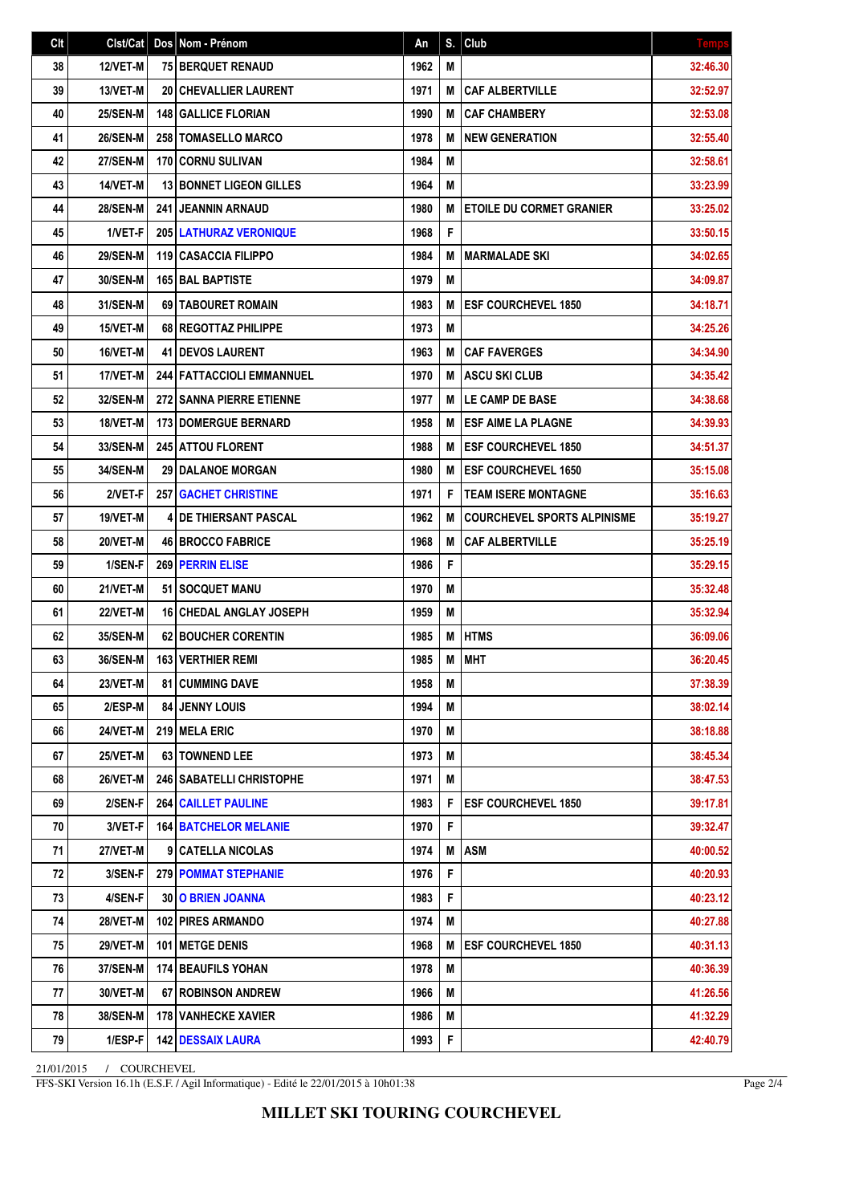| Clt | Clst/Cat | Dos | Nom - Prénom | An | S. | Club | Temps |
|---|---|---|---|---|---|---|---|
| 38 | 12/VET-M | 75 | BERQUET RENAUD | 1962 | M | | 32:46.30 |
| 39 | 13/VET-M | 20 | CHEVALLIER LAURENT | 1971 | M | CAF ALBERTVILLE | 32:52.97 |
| 40 | 25/SEN-M | 148 | GALLICE FLORIAN | 1990 | M | CAF CHAMBERY | 32:53.08 |
| 41 | 26/SEN-M | 258 | TOMASELLO MARCO | 1978 | M | NEW GENERATION | 32:55.40 |
| 42 | 27/SEN-M | 170 | CORNU SULIVAN | 1984 | M | | 32:58.61 |
| 43 | 14/VET-M | 13 | BONNET LIGEON GILLES | 1964 | M | | 33:23.99 |
| 44 | 28/SEN-M | 241 | JEANNIN ARNAUD | 1980 | M | ETOILE DU CORMET GRANIER | 33:25.02 |
| 45 | 1/VET-F | 205 | LATHURAZ VERONIQUE | 1968 | F | | 33:50.15 |
| 46 | 29/SEN-M | 119 | CASACCIA FILIPPO | 1984 | M | MARMALADE SKI | 34:02.65 |
| 47 | 30/SEN-M | 165 | BAL BAPTISTE | 1979 | M | | 34:09.87 |
| 48 | 31/SEN-M | 69 | TABOURET ROMAIN | 1983 | M | ESF COURCHEVEL 1850 | 34:18.71 |
| 49 | 15/VET-M | 68 | REGOTTAZ PHILIPPE | 1973 | M | | 34:25.26 |
| 50 | 16/VET-M | 41 | DEVOS LAURENT | 1963 | M | CAF FAVERGES | 34:34.90 |
| 51 | 17/VET-M | 244 | FATTACCIOLI EMMANNUEL | 1970 | M | ASCU SKI CLUB | 34:35.42 |
| 52 | 32/SEN-M | 272 | SANNA PIERRE ETIENNE | 1977 | M | LE CAMP DE BASE | 34:38.68 |
| 53 | 18/VET-M | 173 | DOMERGUE BERNARD | 1958 | M | ESF AIME LA PLAGNE | 34:39.93 |
| 54 | 33/SEN-M | 245 | ATTOU FLORENT | 1988 | M | ESF COURCHEVEL 1850 | 34:51.37 |
| 55 | 34/SEN-M | 29 | DALANOE MORGAN | 1980 | M | ESF COURCHEVEL 1650 | 35:15.08 |
| 56 | 2/VET-F | 257 | GACHET CHRISTINE | 1971 | F | TEAM ISERE MONTAGNE | 35:16.63 |
| 57 | 19/VET-M | 4 | DE THIERSANT PASCAL | 1962 | M | COURCHEVEL SPORTS ALPINISME | 35:19.27 |
| 58 | 20/VET-M | 46 | BROCCO FABRICE | 1968 | M | CAF ALBERTVILLE | 35:25.19 |
| 59 | 1/SEN-F | 269 | PERRIN ELISE | 1986 | F | | 35:29.15 |
| 60 | 21/VET-M | 51 | SOCQUET MANU | 1970 | M | | 35:32.48 |
| 61 | 22/VET-M | 16 | CHEDAL ANGLAY JOSEPH | 1959 | M | | 35:32.94 |
| 62 | 35/SEN-M | 62 | BOUCHER CORENTIN | 1985 | M | HTMS | 36:09.06 |
| 63 | 36/SEN-M | 163 | VERTHIER REMI | 1985 | M | MHT | 36:20.45 |
| 64 | 23/VET-M | 81 | CUMMING DAVE | 1958 | M | | 37:38.39 |
| 65 | 2/ESP-M | 84 | JENNY LOUIS | 1994 | M | | 38:02.14 |
| 66 | 24/VET-M | 219 | MELA ERIC | 1970 | M | | 38:18.88 |
| 67 | 25/VET-M | 63 | TOWNEND LEE | 1973 | M | | 38:45.34 |
| 68 | 26/VET-M | 246 | SABATELLI CHRISTOPHE | 1971 | M | | 38:47.53 |
| 69 | 2/SEN-F | 264 | CAILLET PAULINE | 1983 | F | ESF COURCHEVEL 1850 | 39:17.81 |
| 70 | 3/VET-F | 164 | BATCHELOR MELANIE | 1970 | F | | 39:32.47 |
| 71 | 27/VET-M | 9 | CATELLA NICOLAS | 1974 | M | ASM | 40:00.52 |
| 72 | 3/SEN-F | 279 | POMMAT STEPHANIE | 1976 | F | | 40:20.93 |
| 73 | 4/SEN-F | 30 | O BRIEN JOANNA | 1983 | F | | 40:23.12 |
| 74 | 28/VET-M | 102 | PIRES ARMANDO | 1974 | M | | 40:27.88 |
| 75 | 29/VET-M | 101 | METGE DENIS | 1968 | M | ESF COURCHEVEL 1850 | 40:31.13 |
| 76 | 37/SEN-M | 174 | BEAUFILS YOHAN | 1978 | M | | 40:36.39 |
| 77 | 30/VET-M | 67 | ROBINSON ANDREW | 1966 | M | | 41:26.56 |
| 78 | 38/SEN-M | 178 | VANHECKE XAVIER | 1986 | M | | 41:32.29 |
| 79 | 1/ESP-F | 142 | DESSAIX LAURA | 1993 | F | | 42:40.79 |

21/01/2015 / COURCHEVEL

FFS-SKI Version 16.1h (E.S.F. / Agil Informatique) - Edité le 22/01/2015 à 10h01:38

**MILLET SKI TOURING COURCHEVEL**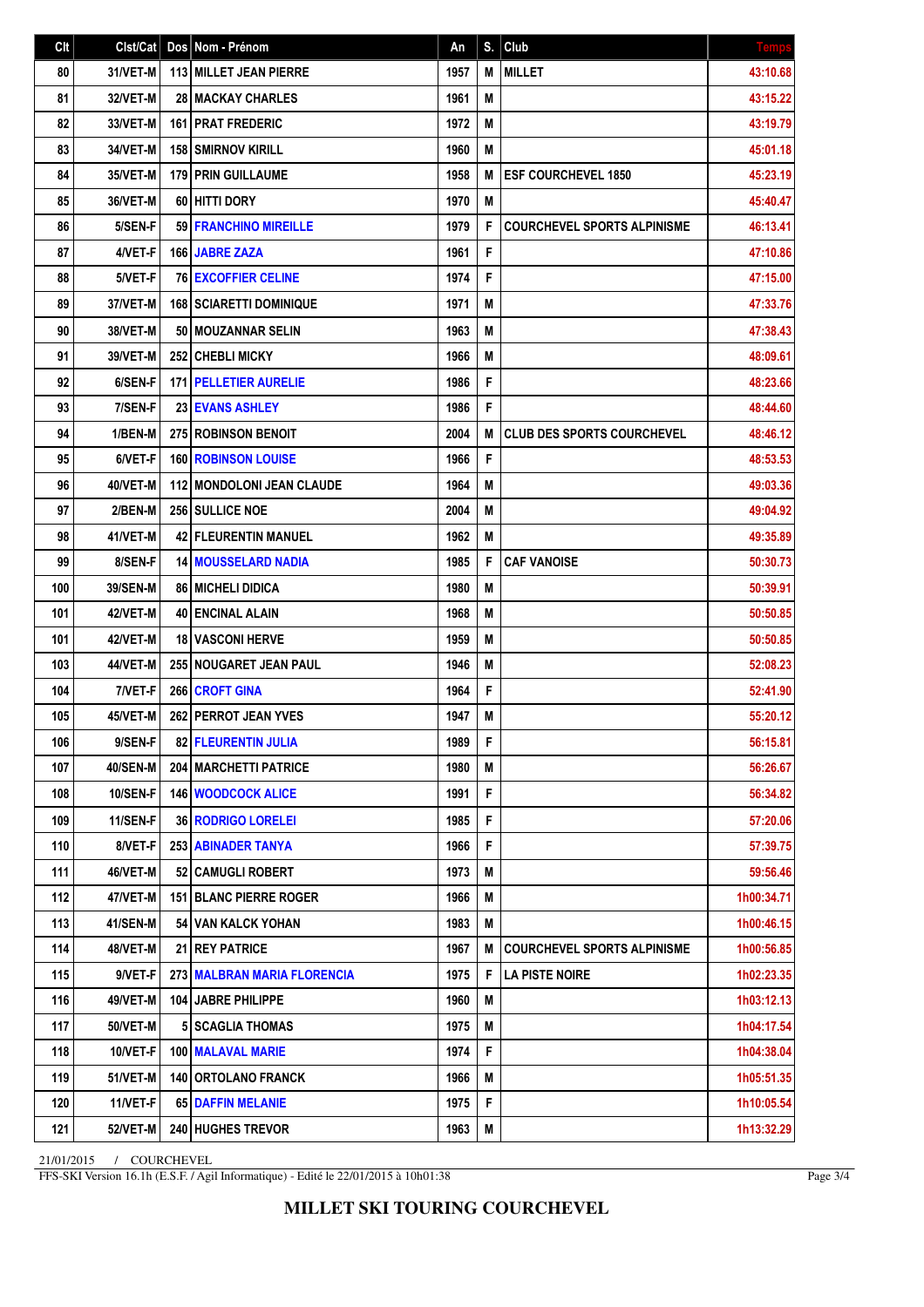| Clt | Clst/Cat | Dos | Nom - Prénom | An | S. | Club | Temps |
|---|---|---|---|---|---|---|---|
| 80 | 31/VET-M | 113 | MILLET JEAN PIERRE | 1957 | M | MILLET | 43:10.68 |
| 81 | 32/VET-M | 28 | MACKAY CHARLES | 1961 | M | | 43:15.22 |
| 82 | 33/VET-M | 161 | PRAT FREDERIC | 1972 | M | | 43:19.79 |
| 83 | 34/VET-M | 158 | SMIRNOV KIRILL | 1960 | M | | 45:01.18 |
| 84 | 35/VET-M | 179 | PRIN GUILLAUME | 1958 | M | ESF COURCHEVEL 1850 | 45:23.19 |
| 85 | 36/VET-M | 60 | HITTI DORY | 1970 | M | | 45:40.47 |
| 86 | 5/SEN-F | 59 | FRANCHINO MIREILLE | 1979 | F | COURCHEVEL SPORTS ALPINISME | 46:13.41 |
| 87 | 4/VET-F | 166 | JABRE ZAZA | 1961 | F | | 47:10.86 |
| 88 | 5/VET-F | 76 | EXCOFFIER CELINE | 1974 | F | | 47:15.00 |
| 89 | 37/VET-M | 168 | SCIARETTI DOMINIQUE | 1971 | M | | 47:33.76 |
| 90 | 38/VET-M | 50 | MOUZANNAR SELIN | 1963 | M | | 47:38.43 |
| 91 | 39/VET-M | 252 | CHEBLI MICKY | 1966 | M | | 48:09.61 |
| 92 | 6/SEN-F | 171 | PELLETIER AURELIE | 1986 | F | | 48:23.66 |
| 93 | 7/SEN-F | 23 | EVANS ASHLEY | 1986 | F | | 48:44.60 |
| 94 | 1/BEN-M | 275 | ROBINSON BENOIT | 2004 | M | CLUB DES SPORTS COURCHEVEL | 48:46.12 |
| 95 | 6/VET-F | 160 | ROBINSON LOUISE | 1966 | F | | 48:53.53 |
| 96 | 40/VET-M | 112 | MONDOLONI JEAN CLAUDE | 1964 | M | | 49:03.36 |
| 97 | 2/BEN-M | 256 | SULLICE NOE | 2004 | M | | 49:04.92 |
| 98 | 41/VET-M | 42 | FLEURENTIN MANUEL | 1962 | M | | 49:35.89 |
| 99 | 8/SEN-F | 14 | MOUSSELARD NADIA | 1985 | F | CAF VANOISE | 50:30.73 |
| 100 | 39/SEN-M | 86 | MICHELI DIDICA | 1980 | M | | 50:39.91 |
| 101 | 42/VET-M | 40 | ENCINAL ALAIN | 1968 | M | | 50:50.85 |
| 101 | 42/VET-M | 18 | VASCONI HERVE | 1959 | M | | 50:50.85 |
| 103 | 44/VET-M | 255 | NOUGARET JEAN PAUL | 1946 | M | | 52:08.23 |
| 104 | 7/VET-F | 266 | CROFT GINA | 1964 | F | | 52:41.90 |
| 105 | 45/VET-M | 262 | PERROT JEAN YVES | 1947 | M | | 55:20.12 |
| 106 | 9/SEN-F | 82 | FLEURENTIN JULIA | 1989 | F | | 56:15.81 |
| 107 | 40/SEN-M | 204 | MARCHETTI PATRICE | 1980 | M | | 56:26.67 |
| 108 | 10/SEN-F | 146 | WOODCOCK ALICE | 1991 | F | | 56:34.82 |
| 109 | 11/SEN-F | 36 | RODRIGO LORELEI | 1985 | F | | 57:20.06 |
| 110 | 8/VET-F | 253 | ABINADER TANYA | 1966 | F | | 57:39.75 |
| 111 | 46/VET-M | 52 | CAMUGLI ROBERT | 1973 | M | | 59:56.46 |
| 112 | 47/VET-M | 151 | BLANC PIERRE ROGER | 1966 | M | | 1h00:34.71 |
| 113 | 41/SEN-M | 54 | VAN KALCK YOHAN | 1983 | M | | 1h00:46.15 |
| 114 | 48/VET-M | 21 | REY PATRICE | 1967 | M | COURCHEVEL SPORTS ALPINISME | 1h00:56.85 |
| 115 | 9/VET-F | 273 | MALBRAN MARIA FLORENCIA | 1975 | F | LA PISTE NOIRE | 1h02:23.35 |
| 116 | 49/VET-M | 104 | JABRE PHILIPPE | 1960 | M | | 1h03:12.13 |
| 117 | 50/VET-M | 5 | SCAGLIA THOMAS | 1975 | M | | 1h04:17.54 |
| 118 | 10/VET-F | 100 | MALAVAL MARIE | 1974 | F | | 1h04:38.04 |
| 119 | 51/VET-M | 140 | ORTOLANO FRANCK | 1966 | M | | 1h05:51.35 |
| 120 | 11/VET-F | 65 | DAFFIN MELANIE | 1975 | F | | 1h10:05.54 |
| 121 | 52/VET-M | 240 | HUGHES TREVOR | 1963 | M | | 1h13:32.29 |

21/01/2015 / COURCHEVEL

FFS-SKI Version 16.1h (E.S.F. / Agil Informatique) - Edité le 22/01/2015 à 10h01:38

**MILLET SKI TOURING COURCHEVEL**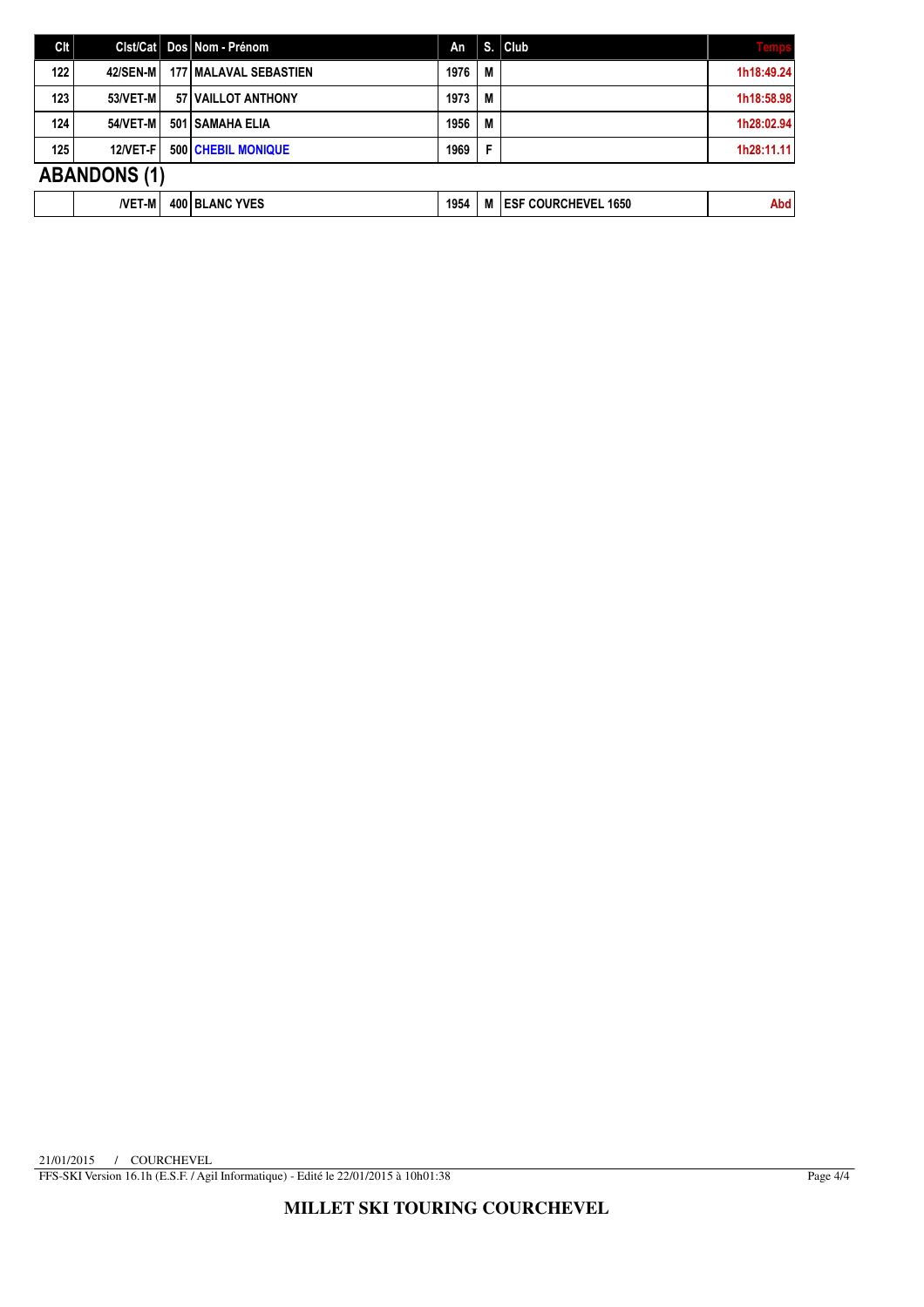| Clt | Clst/Cat | Dos | Nom - Prénom | An | S. | Club | Temps |
|---|---|---|---|---|---|---|---|
| 122 | 42/SEN-M | 177 | MALAVAL SEBASTIEN | 1976 | M | | 1h18:49.24 |
| 123 | 53/VET-M | 57 | VAILLOT ANTHONY | 1973 | M | | 1h18:58.98 |
| 124 | 54/VET-M | 501 | SAMAHA ELIA | 1956 | M | | 1h28:02.94 |
| 125 | 12/VET-F | 500 | CHEBIL MONIQUE | 1969 | F | | 1h28:11.11 |

## ABANDONS (1)

| | | | | | | | |
|---|---|---|---|---|---|---|---|
| | /VET-M | 400 | BLANC YVES | 1954 | M | ESF COURCHEVEL 1650 | Abd |

21/01/2015 / COURCHEVEL

FFS-SKI Version 16.1h (E.S.F. / Agil Informatique) - Edité le 22/01/2015 à 10h01:38

**MILLET SKI TOURING COURCHEVEL**